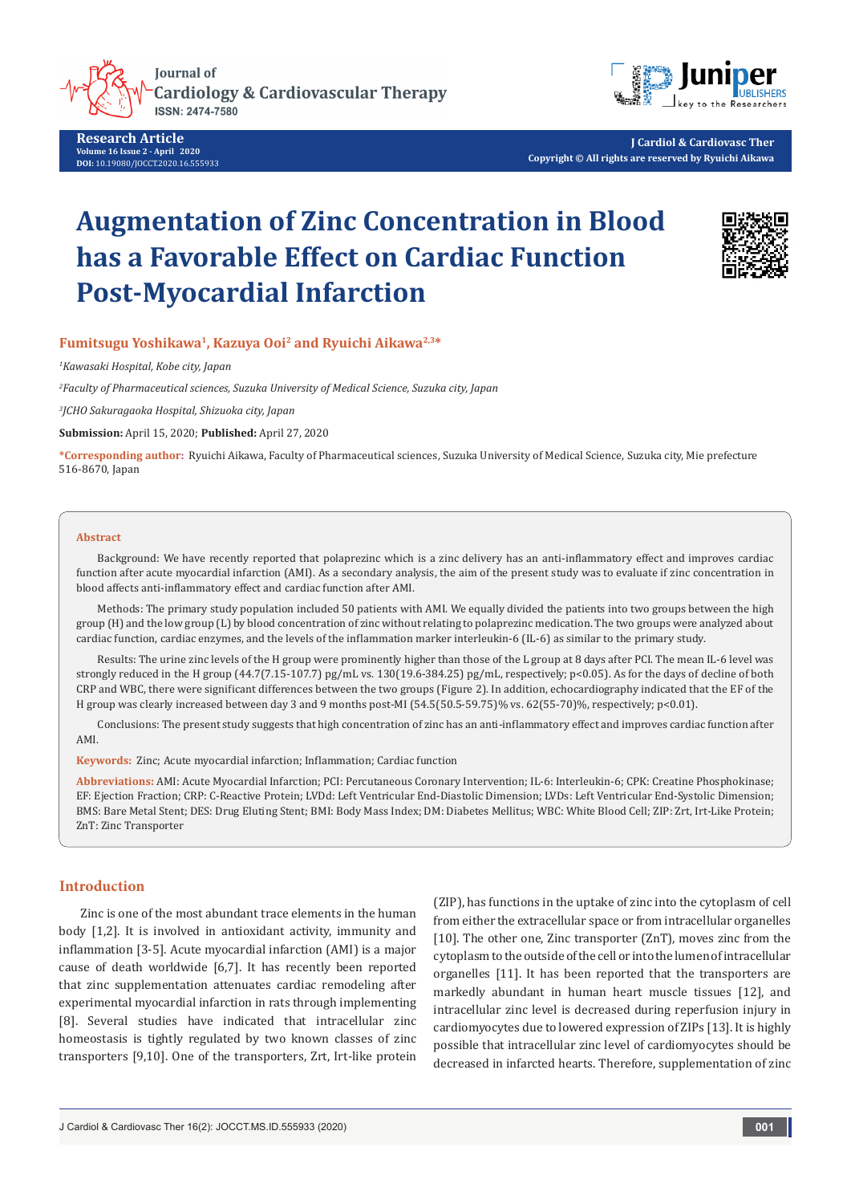Research Article

Volume 16 Issue 2 - April 2020

DOI: 10.19080/JOCCT.2020.16.555933

# Augmentation of Zinc Concentration in Blood has a Favorable Effect on Cardiac Function Post-Myocardial Infarction

**Fumitsugu Yoshikawa[1], Kazuya Ooi[2] and Ryuichi Aikawa[2,3]***

*[1]Kawasaki Hospital, Kobe city, Japan*

*[2]Faculty of Pharmaceutical sciences, Suzuka University of Medical Science, Suzuka city, Japan*

*[3]JCHO Sakuragaoka Hospital, Shizuoka city, Japan*

**Submission:** April 15, 2020; **Published:** April 27, 2020

***Corresponding author:** Ryuichi Aikawa, Faculty of Pharmaceutical sciences, Suzuka University of Medical Science, Suzuka city, Mie prefecture 516-8670, Japan

## Abstract

Background: We have recently reported that polaprezinc which is a zinc delivery has an anti-inflammatory effect and improves cardiac function after acute myocardial infarction (AMI). As a secondary analysis, the aim of the present study was to evaluate if zinc concentration in blood affects anti-inflammatory effect and cardiac function after AMI.

Methods: The primary study population included 50 patients with AMI. We equally divided the patients into two groups between the high group (H) and the low group (L) by blood concentration of zinc without relating to polaprezinc medication. The two groups were analyzed about cardiac function, cardiac enzymes, and the levels of the inflammation marker interleukin-6 (IL-6) as similar to the primary study.

Results: The urine zinc levels of the H group were prominently higher than those of the L group at 8 days after PCI. The mean IL-6 level was strongly reduced in the H group (44.7(7.15-107.7) pg/mL vs. 130(19.6-384.25) pg/mL, respectively; $p<0.05$). As for the days of decline of both CRP and WBC, there were significant differences between the two groups (Figure 2). In addition, echocardiography indicated that the EF of the H group was clearly increased between day 3 and 9 months post-MI (54.5(50.5-59.75)% vs. 62(55-70)%, respectively; $p<0.01$).

Conclusions: The present study suggests that high concentration of zinc has an anti-inflammatory effect and improves cardiac function after AMI.

**Keywords:** Zinc; Acute myocardial infarction; Inflammation; Cardiac function

**Abbreviations:** AMI: Acute Myocardial Infarction; PCI: Percutaneous Coronary Intervention; IL-6: Interleukin-6; CPK: Creatine Phosphokinase; EF: Ejection Fraction; CRP: C-Reactive Protein; LVDd: Left Ventricular End-Diastolic Dimension; LVDs: Left Ventricular End-Systolic Dimension; BMS: Bare Metal Stent; DES: Drug Eluting Stent; BMI: Body Mass Index; DM: Diabetes Mellitus; WBC: White Blood Cell; ZIP: Zrt, Irt-Like Protein; ZnT: Zinc Transporter

## Introduction

Zinc is one of the most abundant trace elements in the human body [1,2]. It is involved in antioxidant activity, immunity and inflammation [3-5]. Acute myocardial infarction (AMI) is a major cause of death worldwide [6,7]. It has recently been reported that zinc supplementation attenuates cardiac remodeling after experimental myocardial infarction in rats through implementing [8]. Several studies have indicated that intracellular zinc homeostasis is tightly regulated by two known classes of zinc transporters [9,10]. One of the transporters, Zrt, Irt-like protein (ZIP), has functions in the uptake of zinc into the cytoplasm of cell from either the extracellular space or from intracellular organelles [10]. The other one, Zinc transporter (ZnT), moves zinc from the cytoplasm to the outside of the cell or into the lumen of intracellular organelles [11]. It has been reported that the transporters are markedly abundant in human heart muscle tissues [12], and intracellular zinc level is decreased during reperfusion injury in cardiomyocytes due to lowered expression of ZIPs [13]. It is highly possible that intracellular zinc level of cardiomyocytes should be decreased in infarcted hearts. Therefore, supplementation of zinc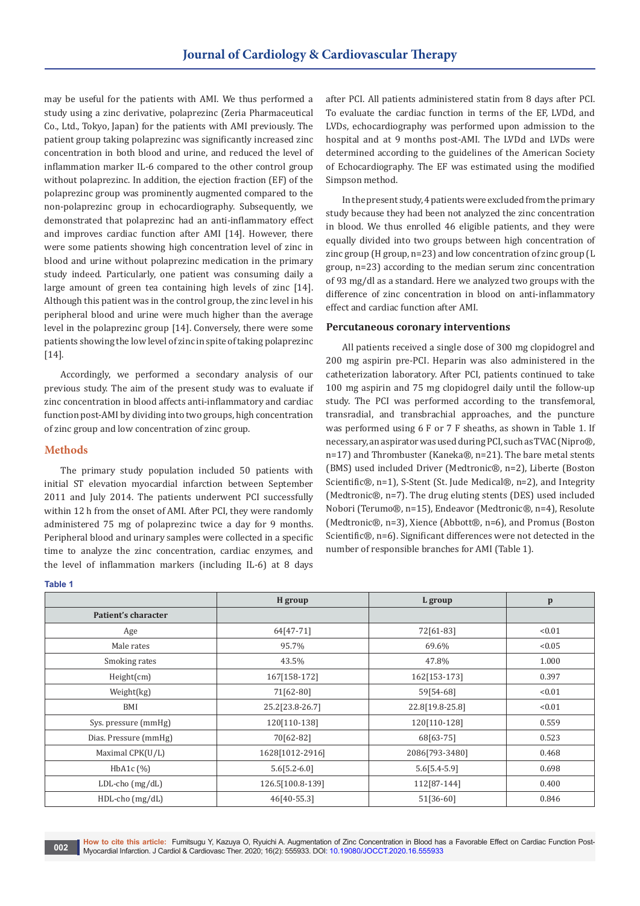may be useful for the patients with AMI. We thus performed a study using a zinc derivative, polaprezinc (Zeria Pharmaceutical Co., Ltd., Tokyo, Japan) for the patients with AMI previously. The patient group taking polaprezinc was significantly increased zinc concentration in both blood and urine, and reduced the level of inflammation marker IL-6 compared to the other control group without polaprezinc. In addition, the ejection fraction (EF) of the polaprezinc group was prominently augmented compared to the non-polaprezinc group in echocardiography. Subsequently, we demonstrated that polaprezinc had an anti-inflammatory effect and improves cardiac function after AMI [14]. However, there were some patients showing high concentration level of zinc in blood and urine without polaprezinc medication in the primary study indeed. Particularly, one patient was consuming daily a large amount of green tea containing high levels of zinc [14]. Although this patient was in the control group, the zinc level in his peripheral blood and urine were much higher than the average level in the polaprezinc group [14]. Conversely, there were some patients showing the low level of zinc in spite of taking polaprezinc [14].

Accordingly, we performed a secondary analysis of our previous study. The aim of the present study was to evaluate if zinc concentration in blood affects anti-inflammatory and cardiac function post-AMI by dividing into two groups, high concentration of zinc group and low concentration of zinc group.

## Methods

The primary study population included 50 patients with initial ST elevation myocardial infarction between September 2011 and July 2014. The patients underwent PCI successfully within 12 h from the onset of AMI. After PCI, they were randomly administered 75 mg of polaprezinc twice a day for 9 months. Peripheral blood and urinary samples were collected in a specific time to analyze the zinc concentration, cardiac enzymes, and the level of inflammation markers (including IL-6) at 8 days after PCI. All patients administered statin from 8 days after PCI. To evaluate the cardiac function in terms of the EF, LVDd, and LVDs, echocardiography was performed upon admission to the hospital and at 9 months post-AMI. The LVDd and LVDs were determined according to the guidelines of the American Society of Echocardiography. The EF was estimated using the modified Simpson method.

In the present study, 4 patients were excluded from the primary study because they had been not analyzed the zinc concentration in blood. We thus enrolled 46 eligible patients, and they were equally divided into two groups between high concentration of zinc group (H group, n=23) and low concentration of zinc group (L group, n=23) according to the median serum zinc concentration of 93 mg/dl as a standard. Here we analyzed two groups with the difference of zinc concentration in blood on anti-inflammatory effect and cardiac function after AMI.

### Percutaneous coronary interventions

All patients received a single dose of 300 mg clopidogrel and 200 mg aspirin pre-PCI. Heparin was also administered in the catheterization laboratory. After PCI, patients continued to take 100 mg aspirin and 75 mg clopidogrel daily until the follow-up study. The PCI was performed according to the transfemoral, transradial, and transbrachial approaches, and the puncture was performed using 6 F or 7 F sheaths, as shown in Table 1. If necessary, an aspirator was used during PCI, such as TVAC (Nipro®, n=17) and Thrombuster (Kaneka®, n=21). The bare metal stents (BMS) used included Driver (Medtronic®, n=2), Liberte (Boston Scientific®, n=1), S-Stent (St. Jude Medical®, n=2), and Integrity (Medtronic®, n=7). The drug eluting stents (DES) used included Nobori (Terumo®, n=15), Endeavor (Medtronic®, n=4), Resolute (Medtronic®, n=3), Xience (Abbott®, n=6), and Promus (Boston Scientific®, n=6). Significant differences were not detected in the number of responsible branches for AMI (Table 1).

**Table 1**

| | H group | L group | p |
|---|---|---|---|
| **Patient's character** | | | |
| Age | 64[47-71] | 72[61-83] | <0.01 |
| Male rates | 95.7% | 69.6% | <0.05 |
| Smoking rates | 43.5% | 47.8% | 1.000 |
| Height(cm) | 167[158-172] | 162[153-173] | 0.397 |
| Weight(kg) | 71[62-80] | 59[54-68] | <0.01 |
| BMI | 25.2[23.8-26.7] | 22.8[19.8-25.8] | <0.01 |
| Sys. pressure (mmHg) | 120[110-138] | 120[110-128] | 0.559 |
| Dias. Pressure (mmHg) | 70[62-82] | 68[63-75] | 0.523 |
| Maximal CPK(U/L) | 1628[1012-2916] | 2086[793-3480] | 0.468 |
| HbA1c (%) | 5.6[5.2-6.0] | 5.6[5.4-5.9] | 0.698 |
| LDL-cho (mg/dL) | 126.5[100.8-139] | 112[87-144] | 0.400 |
| HDL-cho (mg/dL) | 46[40-55.3] | 51[36-60] | 0.846 |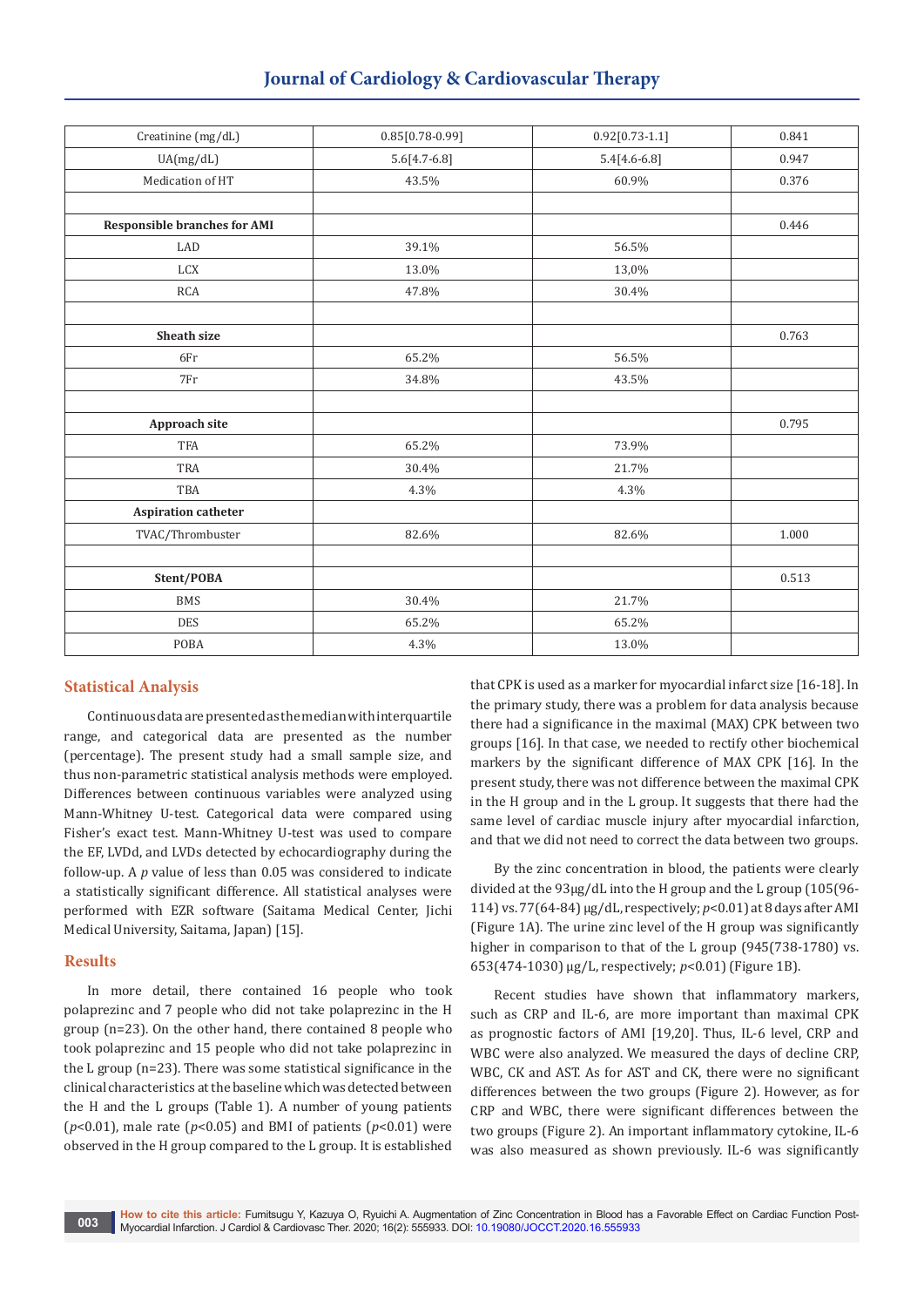| Creatinine (mg/dL) | 0.85[0.78-0.99] | 0.92[0.73-1.1] | 0.841 |
|---|---|---|---|
| UA(mg/dL) | 5.6[4.7-6.8] | 5.4[4.6-6.8] | 0.947 |
| Medication of HT | 43.5% | 60.9% | 0.376 |
| | | | |
| **Responsible branches for AMI** | | | 0.446 |
| LAD | 39.1% | 56.5% | |
| LCX | 13.0% | 13,0% | |
| RCA | 47.8% | 30.4% | |
| | | | |
| **Sheath size** | | | 0.763 |
| 6Fr | 65.2% | 56.5% | |
| 7Fr | 34.8% | 43.5% | |
| | | | |
| **Approach site** | | | 0.795 |
| TFA | 65.2% | 73.9% | |
| TRA | 30.4% | 21.7% | |
| TBA | 4.3% | 4.3% | |
| **Aspiration catheter** | | | |
| TVAC/Thrombuster | 82.6% | 82.6% | 1.000 |
| | | | |
| **Stent/POBA** | | | 0.513 |
| BMS | 30.4% | 21.7% | |
| DES | 65.2% | 65.2% | |
| POBA | 4.3% | 13.0% | |

## Statistical Analysis

Continuous data are presented as the median with interquartile range, and categorical data are presented as the number (percentage). The present study had a small sample size, and thus non-parametric statistical analysis methods were employed. Differences between continuous variables were analyzed using Mann-Whitney U-test. Categorical data were compared using Fisher's exact test. Mann-Whitney U-test was used to compare the EF, LVDd, and LVDs detected by echocardiography during the follow-up. A *p* value of less than 0.05 was considered to indicate a statistically significant difference. All statistical analyses were performed with EZR software (Saitama Medical Center, Jichi Medical University, Saitama, Japan) [15].

## Results

In more detail, there contained 16 people who took polaprezinc and 7 people who did not take polaprezinc in the H group (n=23). On the other hand, there contained 8 people who took polaprezinc and 15 people who did not take polaprezinc in the L group (n=23). There was some statistical significance in the clinical characteristics at the baseline which was detected between the H and the L groups (Table 1). A number of young patients ($p<0.01$), male rate ($p<0.05$) and BMI of patients ($p<0.01$) were observed in the H group compared to the L group. It is established that CPK is used as a marker for myocardial infarct size [16-18]. In the primary study, there was a problem for data analysis because there had a significance in the maximal (MAX) CPK between two groups [16]. In that case, we needed to rectify other biochemical markers by the significant difference of MAX CPK [16]. In the present study, there was not difference between the maximal CPK in the H group and in the L group. It suggests that there had the same level of cardiac muscle injury after myocardial infarction, and that we did not need to correct the data between two groups.

By the zinc concentration in blood, the patients were clearly divided at the 93μg/dL into the H group and the L group (105(96-114) vs. 77(64-84) μg/dL, respectively; $p<0.01$) at 8 days after AMI (Figure 1A). The urine zinc level of the H group was significantly higher in comparison to that of the L group (945(738-1780) vs. 653(474-1030) μg/L, respectively; $p<0.01$) (Figure 1B).

Recent studies have shown that inflammatory markers, such as CRP and IL-6, are more important than maximal CPK as prognostic factors of AMI [19,20]. Thus, IL-6 level, CRP and WBC were also analyzed. We measured the days of decline CRP, WBC, CK and AST. As for AST and CK, there were no significant differences between the two groups (Figure 2). However, as for CRP and WBC, there were significant differences between the two groups (Figure 2). An important inflammatory cytokine, IL-6 was also measured as shown previously. IL-6 was significantly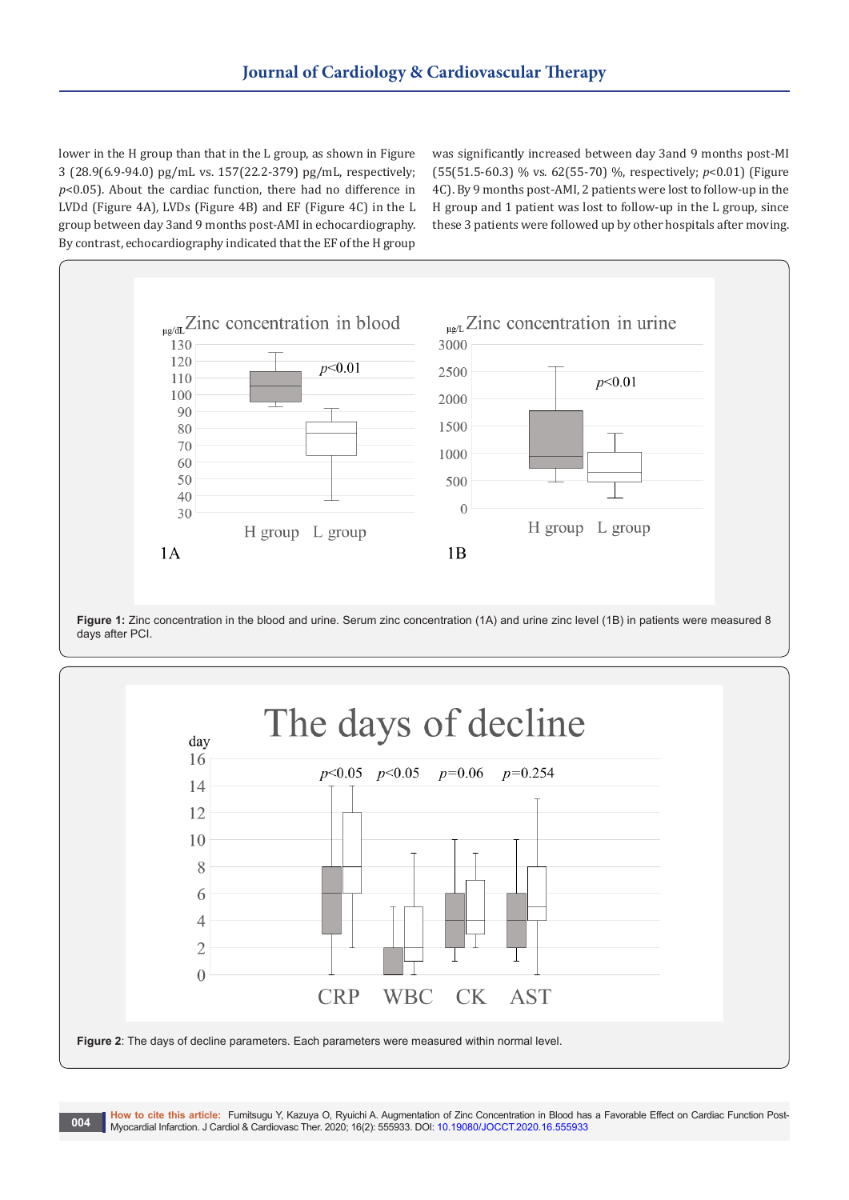lower in the H group than that in the L group, as shown in Figure 3 (28.9(6.9-94.0) pg/mL vs. 157(22.2-379) pg/mL, respectively; $p<0.05$). About the cardiac function, there had no difference in LVDd (Figure 4A), LVDs (Figure 4B) and EF (Figure 4C) in the L group between day 3and 9 months post-AMI in echocardiography. By contrast, echocardiography indicated that the EF of the H group was significantly increased between day 3and 9 months post-MI (55(51.5-60.3) % vs. 62(55-70) %, respectively; $p<0.01$) (Figure 4C). By 9 months post-AMI, 2 patients were lost to follow-up in the H group and 1 patient was lost to follow-up in the L group, since these 3 patients were followed up by other hospitals after moving.

**Figure 1:** Zinc concentration in the blood and urine. Serum zinc concentration (1A) and urine zinc level (1B) in patients were measured 8 days after PCI.

**Figure 2**: The days of decline parameters. Each parameters were measured within normal level.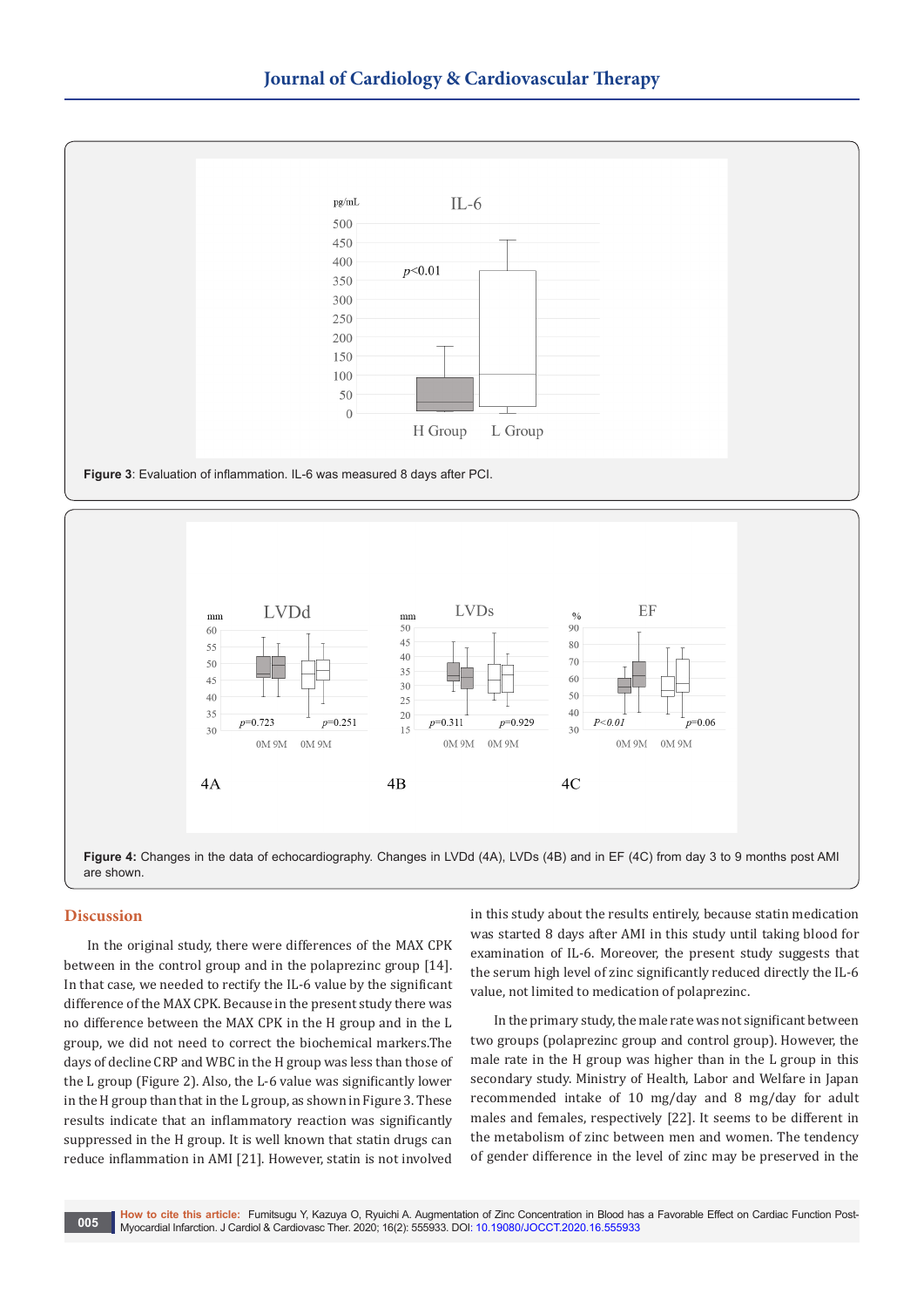**Figure 3**: Evaluation of inflammation. IL-6 was measured 8 days after PCI.

**Figure 4:** Changes in the data of echocardiography. Changes in LVDd (4A), LVDs (4B) and in EF (4C) from day 3 to 9 months post AMI are shown.

## Discussion

In the original study, there were differences of the MAX CPK between in the control group and in the polaprezinc group [14]. In that case, we needed to rectify the IL-6 value by the significant difference of the MAX CPK. Because in the present study there was no difference between the MAX CPK in the H group and in the L group, we did not need to correct the biochemical markers.The days of decline CRP and WBC in the H group was less than those of the L group (Figure 2). Also, the L-6 value was significantly lower in the H group than that in the L group, as shown in Figure 3. These results indicate that an inflammatory reaction was significantly suppressed in the H group. It is well known that statin drugs can reduce inflammation in AMI [21]. However, statin is not involved in this study about the results entirely, because statin medication was started 8 days after AMI in this study until taking blood for examination of IL-6. Moreover, the present study suggests that the serum high level of zinc significantly reduced directly the IL-6 value, not limited to medication of polaprezinc.

In the primary study, the male rate was not significant between two groups (polaprezinc group and control group). However, the male rate in the H group was higher than in the L group in this secondary study. Ministry of Health, Labor and Welfare in Japan recommended intake of 10 mg/day and 8 mg/day for adult males and females, respectively [22]. It seems to be different in the metabolism of zinc between men and women. The tendency of gender difference in the level of zinc may be preserved in the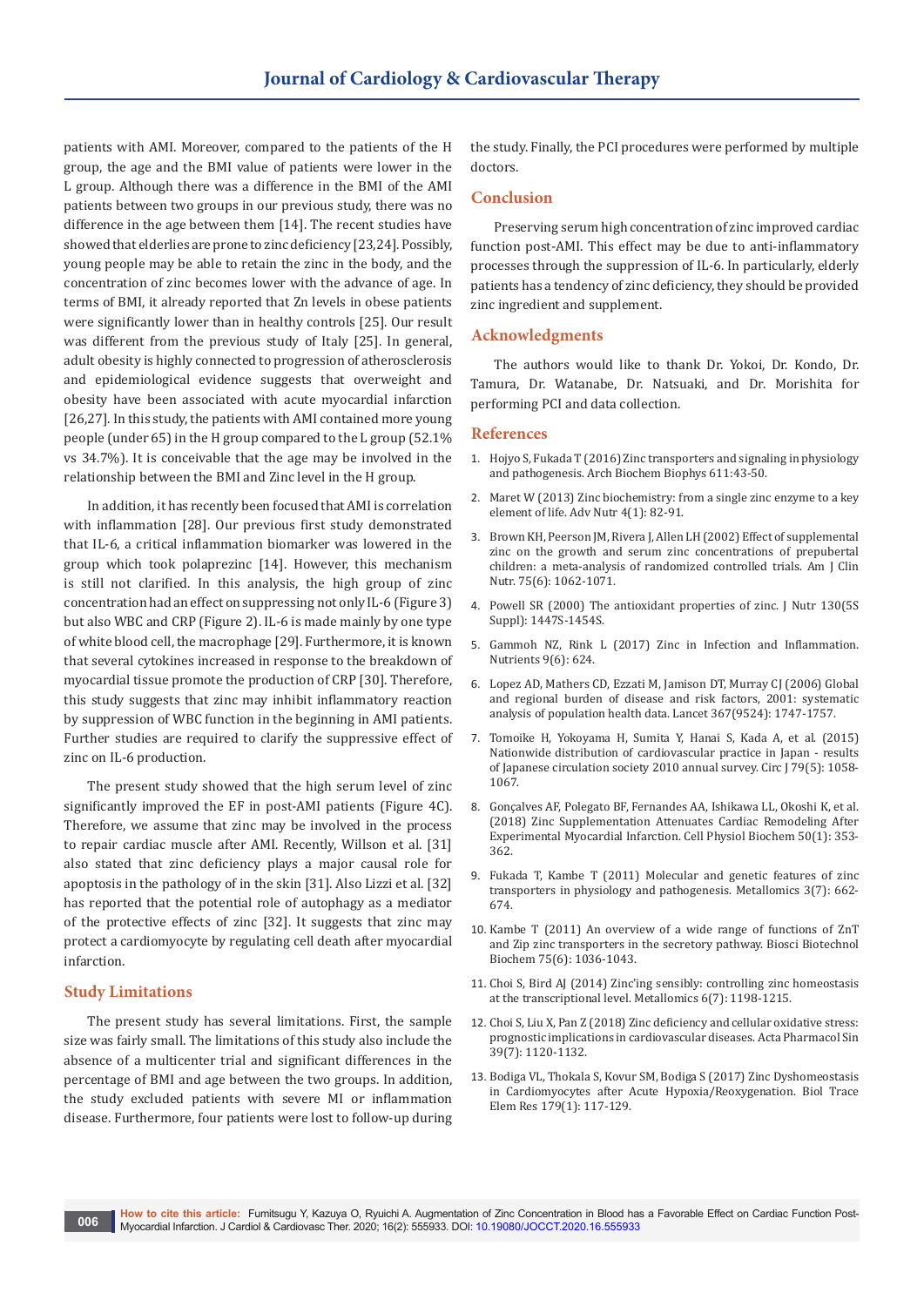patients with AMI. Moreover, compared to the patients of the H group, the age and the BMI value of patients were lower in the L group. Although there was a difference in the BMI of the AMI patients between two groups in our previous study, there was no difference in the age between them [14]. The recent studies have showed that elderlies are prone to zinc deficiency [23,24]. Possibly, young people may be able to retain the zinc in the body, and the concentration of zinc becomes lower with the advance of age. In terms of BMI, it already reported that Zn levels in obese patients were significantly lower than in healthy controls [25]. Our result was different from the previous study of Italy [25]. In general, adult obesity is highly connected to progression of atherosclerosis and epidemiological evidence suggests that overweight and obesity have been associated with acute myocardial infarction [26,27]. In this study, the patients with AMI contained more young people (under 65) in the H group compared to the L group (52.1% vs 34.7%). It is conceivable that the age may be involved in the relationship between the BMI and Zinc level in the H group.

In addition, it has recently been focused that AMI is correlation with inflammation [28]. Our previous first study demonstrated that IL-6, a critical inflammation biomarker was lowered in the group which took polaprezinc [14]. However, this mechanism is still not clarified. In this analysis, the high group of zinc concentration had an effect on suppressing not only IL-6 (Figure 3) but also WBC and CRP (Figure 2). IL-6 is made mainly by one type of white blood cell, the macrophage [29]. Furthermore, it is known that several cytokines increased in response to the breakdown of myocardial tissue promote the production of CRP [30]. Therefore, this study suggests that zinc may inhibit inflammatory reaction by suppression of WBC function in the beginning in AMI patients. Further studies are required to clarify the suppressive effect of zinc on IL-6 production.

The present study showed that the high serum level of zinc significantly improved the EF in post-AMI patients (Figure 4C). Therefore, we assume that zinc may be involved in the process to repair cardiac muscle after AMI. Recently, Willson et al. [31] also stated that zinc deficiency plays a major causal role for apoptosis in the pathology of in the skin [31]. Also Lizzi et al. [32] has reported that the potential role of autophagy as a mediator of the protective effects of zinc [32]. It suggests that zinc may protect a cardiomyocyte by regulating cell death after myocardial infarction.

## Study Limitations

The present study has several limitations. First, the sample size was fairly small. The limitations of this study also include the absence of a multicenter trial and significant differences in the percentage of BMI and age between the two groups. In addition, the study excluded patients with severe MI or inflammation disease. Furthermore, four patients were lost to follow-up during the study. Finally, the PCI procedures were performed by multiple doctors.

## Conclusion

Preserving serum high concentration of zinc improved cardiac function post-AMI. This effect may be due to anti-inflammatory processes through the suppression of IL-6. In particularly, elderly patients has a tendency of zinc deficiency, they should be provided zinc ingredient and supplement.

## Acknowledgments

The authors would like to thank Dr. Yokoi, Dr. Kondo, Dr. Tamura, Dr. Watanabe, Dr. Natsuaki, and Dr. Morishita for performing PCI and data collection.

## References

1. Hojyo S, Fukada T (2016) Zinc transporters and signaling in physiology and pathogenesis. Arch Biochem Biophys 611:43-50.
2. Maret W (2013) Zinc biochemistry: from a single zinc enzyme to a key element of life. Adv Nutr 4(1): 82-91.
3. Brown KH, Peerson JM, Rivera J, Allen LH (2002) Effect of supplemental zinc on the growth and serum zinc concentrations of prepubertal children: a meta-analysis of randomized controlled trials. Am J Clin Nutr. 75(6): 1062-1071.
4. Powell SR (2000) The antioxidant properties of zinc. J Nutr 130(5S Suppl): 1447S-1454S.
5. Gammoh NZ, Rink L (2017) Zinc in Infection and Inflammation. Nutrients 9(6): 624.
6. Lopez AD, Mathers CD, Ezzati M, Jamison DT, Murray CJ (2006) Global and regional burden of disease and risk factors, 2001: systematic analysis of population health data. Lancet 367(9524): 1747-1757.
7. Tomoike H, Yokoyama H, Sumita Y, Hanai S, Kada A, et al. (2015) Nationwide distribution of cardiovascular practice in Japan - results of Japanese circulation society 2010 annual survey. Circ J 79(5): 1058-1067.
8. Gonçalves AF, Polegato BF, Fernandes AA, Ishikawa LL, Okoshi K, et al. (2018) Zinc Supplementation Attenuates Cardiac Remodeling After Experimental Myocardial Infarction. Cell Physiol Biochem 50(1): 353-362.
9. Fukada T, Kambe T (2011) Molecular and genetic features of zinc transporters in physiology and pathogenesis. Metallomics 3(7): 662-674.
10. Kambe T (2011) An overview of a wide range of functions of ZnT and Zip zinc transporters in the secretory pathway. Biosci Biotechnol Biochem 75(6): 1036-1043.
11. Choi S, Bird AJ (2014) Zinc'ing sensibly: controlling zinc homeostasis at the transcriptional level. Metallomics 6(7): 1198-1215.
12. Choi S, Liu X, Pan Z (2018) Zinc deficiency and cellular oxidative stress: prognostic implications in cardiovascular diseases. Acta Pharmacol Sin 39(7): 1120-1132.
13. Bodiga VL, Thokala S, Kovur SM, Bodiga S (2017) Zinc Dyshomeostasis in Cardiomyocytes after Acute Hypoxia/Reoxygenation. Biol Trace Elem Res 179(1): 117-129.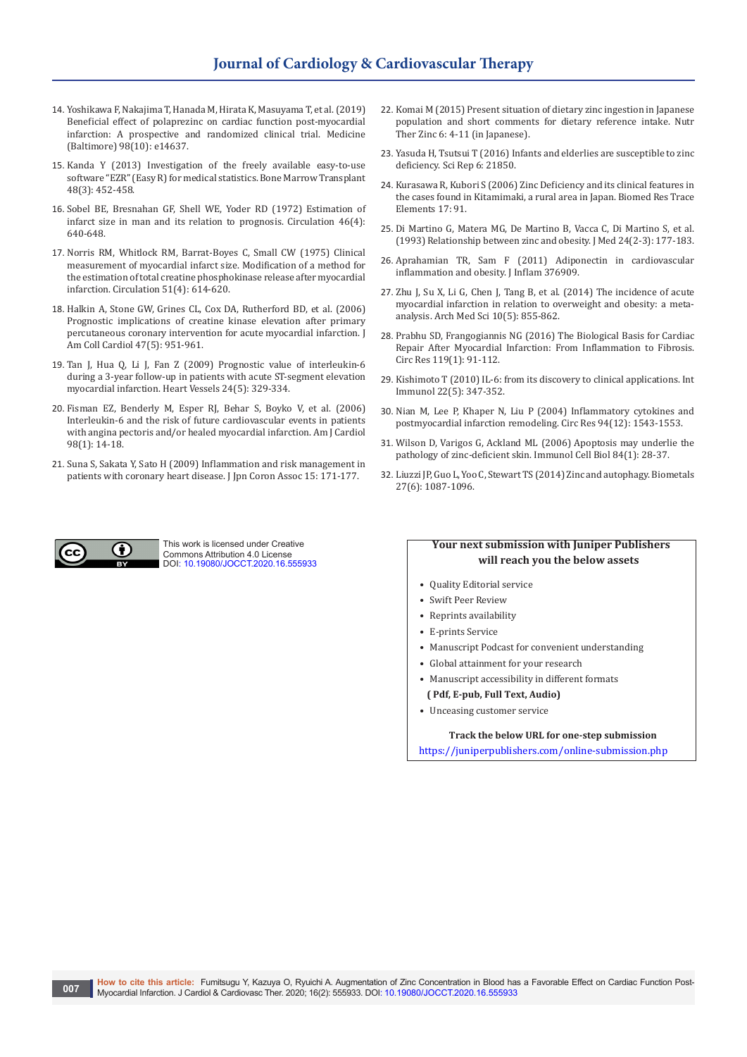14. Yoshikawa F, Nakajima T, Hanada M, Hirata K, Masuyama T, et al. (2019) Beneficial effect of polaprezinc on cardiac function post-myocardial infarction: A prospective and randomized clinical trial. Medicine (Baltimore) 98(10): e14637.
15. Kanda Y (2013) Investigation of the freely available easy-to-use software "EZR" (Easy R) for medical statistics. Bone Marrow Transplant 48(3): 452-458.
16. Sobel BE, Bresnahan GF, Shell WE, Yoder RD (1972) Estimation of infarct size in man and its relation to prognosis. Circulation 46(4): 640-648.
17. Norris RM, Whitlock RM, Barrat-Boyes C, Small CW (1975) Clinical measurement of myocardial infarct size. Modification of a method for the estimation of total creatine phosphokinase release after myocardial infarction. Circulation 51(4): 614-620.
18. Halkin A, Stone GW, Grines CL, Cox DA, Rutherford BD, et al. (2006) Prognostic implications of creatine kinase elevation after primary percutaneous coronary intervention for acute myocardial infarction. J Am Coll Cardiol 47(5): 951-961.
19. Tan J, Hua Q, Li J, Fan Z (2009) Prognostic value of interleukin-6 during a 3-year follow-up in patients with acute ST-segment elevation myocardial infarction. Heart Vessels 24(5): 329-334.
20. Fisman EZ, Benderly M, Esper RJ, Behar S, Boyko V, et al. (2006) Interleukin-6 and the risk of future cardiovascular events in patients with angina pectoris and/or healed myocardial infarction. Am J Cardiol 98(1): 14-18.
21. Suna S, Sakata Y, Sato H (2009) Inflammation and risk management in patients with coronary heart disease. J Jpn Coron Assoc 15: 171-177.
22. Komai M (2015) Present situation of dietary zinc ingestion in Japanese population and short comments for dietary reference intake. Nutr Ther Zinc 6: 4-11 (in Japanese).
23. Yasuda H, Tsutsui T (2016) Infants and elderlies are susceptible to zinc deficiency. Sci Rep 6: 21850.
24. Kurasawa R, Kubori S (2006) Zinc Deficiency and its clinical features in the cases found in Kitamimaki, a rural area in Japan. Biomed Res Trace Elements 17: 91.
25. Di Martino G, Matera MG, De Martino B, Vacca C, Di Martino S, et al. (1993) Relationship between zinc and obesity. J Med 24(2-3): 177-183.
26. Aprahamian TR, Sam F (2011) Adiponectin in cardiovascular inflammation and obesity. J Inflam 376909.
27. Zhu J, Su X, Li G, Chen J, Tang B, et al. (2014) The incidence of acute myocardial infarction in relation to overweight and obesity: a meta-analysis. Arch Med Sci 10(5): 855-862.
28. Prabhu SD, Frangogiannis NG (2016) The Biological Basis for Cardiac Repair After Myocardial Infarction: From Inflammation to Fibrosis. Circ Res 119(1): 91-112.
29. Kishimoto T (2010) IL-6: from its discovery to clinical applications. Int Immunol 22(5): 347-352.
30. Nian M, Lee P, Khaper N, Liu P (2004) Inflammatory cytokines and postmyocardial infarction remodeling. Circ Res 94(12): 1543-1553.
31. Wilson D, Varigos G, Ackland ML (2006) Apoptosis may underlie the pathology of zinc-deficient skin. Immunol Cell Biol 84(1): 28-37.
32. Liuzzi JP, Guo L, Yoo C, Stewart TS (2014) Zinc and autophagy. Biometals 27(6): 1087-1096.

This work is licensed under Creative Commons Attribution 4.0 License
DOI: 10.19080/JOCCT.2020.16.555933

**Your next submission with Juniper Publishers will reach you the below assets**

- Quality Editorial service
- Swift Peer Review
- Reprints availability
- E-prints Service
- Manuscript Podcast for convenient understanding
- Global attainment for your research
- Manuscript accessibility in different formats
  **( Pdf, E-pub, Full Text, Audio)**
- Unceasing customer service

**Track the below URL for one-step submission**
https://juniperpublishers.com/online-submission.php